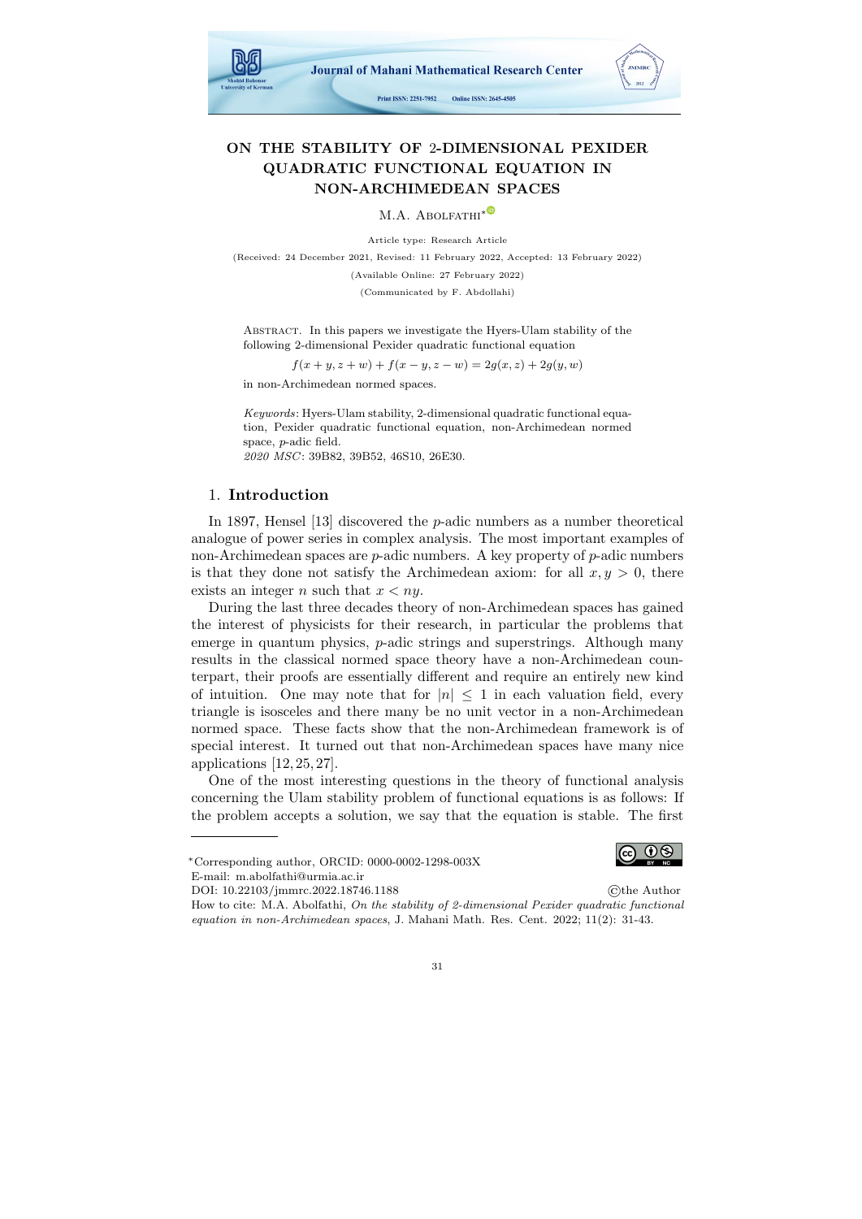# ON THE STABILITY OF 2-DIMENSIONAL PEXIDER QUADRATIC FUNCTIONAL EQUATION IN NON-ARCHIMEDEAN SPACES

M.A. Abolfathi*

Article type: Research Article

(Received: 24 December 2021, Revised: 11 February 2022, Accepted: 13 February 2022)

(Available Online: 27 February 2022)

(Communicated by F. Abdollahi)

Abstract. In this papers we investigate the Hyers-Ulam stability of the following 2-dimensional Pexider quadratic functional equation

$$f(x+y,z+w)+f(x-y,z-w)=2g(x,z)+2g(y,w)$$

in non-Archimedean normed spaces.

*Keywords*: Hyers-Ulam stability, 2-dimensional quadratic functional equation, Pexider quadratic functional equation, non-Archimedean normed space, $p$-adic field.

*2020 MSC*: 39B82, 39B52, 46S10, 26E30.

## 1. Introduction

In 1897, Hensel [13] discovered the $p$-adic numbers as a number theoretical analogue of power series in complex analysis. The most important examples of non-Archimedean spaces are $p$-adic numbers. A key property of $p$-adic numbers is that they done not satisfy the Archimedean axiom: for all $x, y > 0$, there exists an integer $n$ such that $x < ny$.

During the last three decades theory of non-Archimedean spaces has gained the interest of physicists for their research, in particular the problems that emerge in quantum physics, $p$-adic strings and superstrings. Although many results in the classical normed space theory have a non-Archimedean counterpart, their proofs are essentially different and require an entirely new kind of intuition. One may note that for $|n| \leq 1$ in each valuation field, every triangle is isosceles and there many be no unit vector in a non-Archimedean normed space. These facts show that the non-Archimedean framework is of special interest. It turned out that non-Archimedean spaces have many nice applications [12, 25, 27].

One of the most interesting questions in the theory of functional analysis concerning the Ulam stability problem of functional equations is as follows: If the problem accepts a solution, we say that the equation is stable. The first

---

*Corresponding author, ORCID: 0000-0002-1298-003X

E-mail: m.abolfathi@urmia.ac.ir

DOI: 10.22103/jmmrc.2022.18746.1188

©the Author

How to cite: M.A. Abolfathi, *On the stability of 2-dimensional Pexider quadratic functional equation in non-Archimedean spaces*, J. Mahani Math. Res. Cent. 2022; 11(2): 31-43.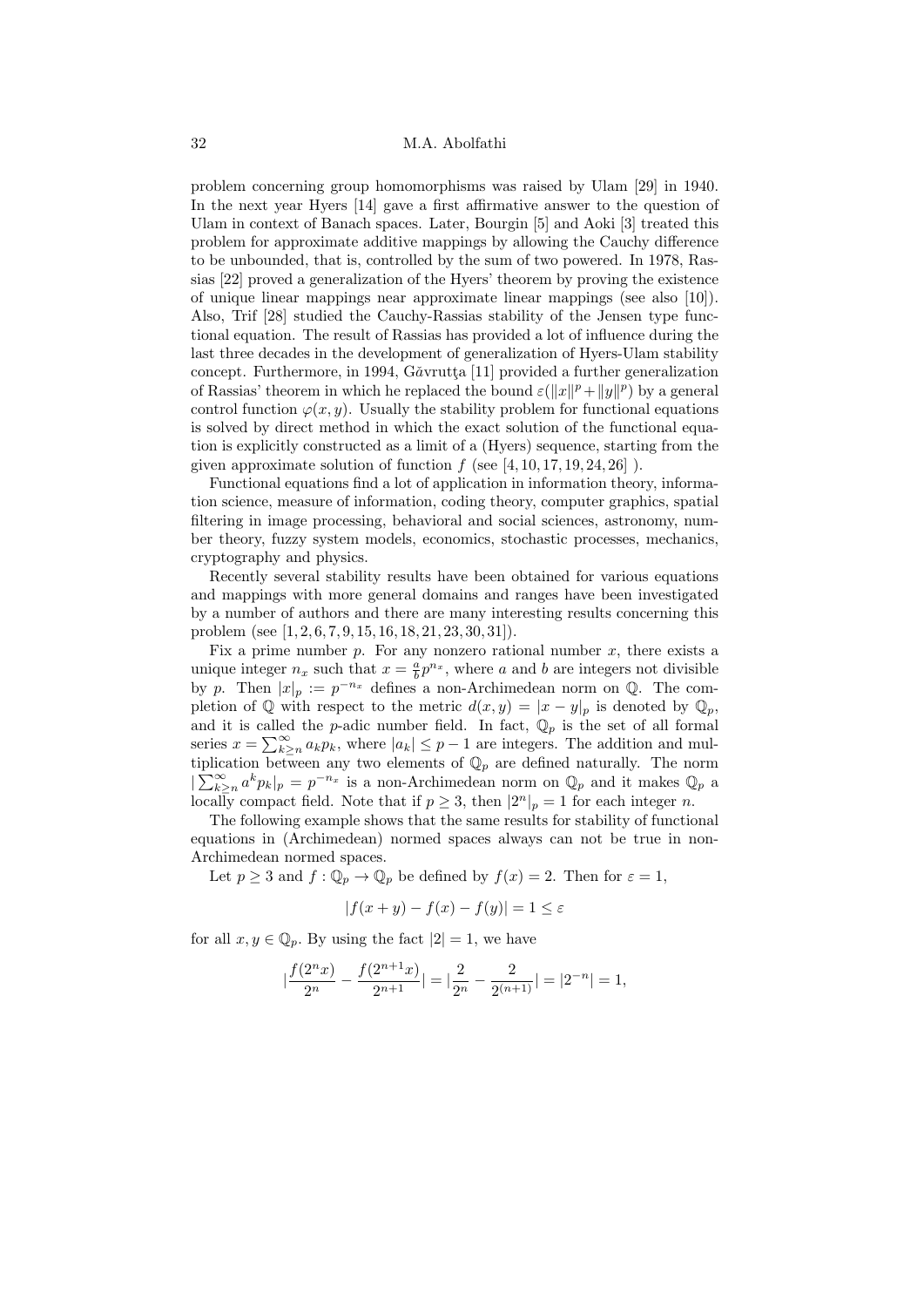problem concerning group homomorphisms was raised by Ulam [29] in 1940. In the next year Hyers [14] gave a first affirmative answer to the question of Ulam in context of Banach spaces. Later, Bourgin [5] and Aoki [3] treated this problem for approximate additive mappings by allowing the Cauchy difference to be unbounded, that is, controlled by the sum of two powered. In 1978, Rassias [22] proved a generalization of the Hyers' theorem by proving the existence of unique linear mappings near approximate linear mappings (see also [10]). Also, Trif [28] studied the Cauchy-Rassias stability of the Jensen type functional equation. The result of Rassias has provided a lot of influence during the last three decades in the development of generalization of Hyers-Ulam stability concept. Furthermore, in 1994, Găvrutţa [11] provided a further generalization of Rassias' theorem in which he replaced the bound $\varepsilon(\|x\|^p + \|y\|^p)$ by a general control function $\varphi(x, y)$. Usually the stability problem for functional equations is solved by direct method in which the exact solution of the functional equation is explicitly constructed as a limit of a (Hyers) sequence, starting from the given approximate solution of function $f$ (see [4, 10, 17, 19, 24, 26] ).

Functional equations find a lot of application in information theory, information science, measure of information, coding theory, computer graphics, spatial filtering in image processing, behavioral and social sciences, astronomy, number theory, fuzzy system models, economics, stochastic processes, mechanics, cryptography and physics.

Recently several stability results have been obtained for various equations and mappings with more general domains and ranges have been investigated by a number of authors and there are many interesting results concerning this problem (see [1, 2, 6, 7, 9, 15, 16, 18, 21, 23, 30, 31]).

Fix a prime number $p$. For any nonzero rational number $x$, there exists a unique integer $n_x$ such that $x = \frac{a}{b}p^{n_x}$, where $a$ and $b$ are integers not divisible by $p$. Then $|x|_p := p^{-n_x}$ defines a non-Archimedean norm on $\mathbb{Q}$. The completion of $\mathbb{Q}$ with respect to the metric $d(x, y) = |x - y|_p$ is denoted by $\mathbb{Q}_p$, and it is called the $p$-adic number field. In fact, $\mathbb{Q}_p$ is the set of all formal series $x = \sum_{k \geq n}^{\infty} a_k p_k$, where $|a_k| \leq p - 1$ are integers. The addition and multiplication between any two elements of $\mathbb{Q}_p$ are defined naturally. The norm $|\sum_{k \geq n}^{\infty} a^k p_k|_p = p^{-n_x}$ is a non-Archimedean norm on $\mathbb{Q}_p$ and it makes $\mathbb{Q}_p$ a locally compact field. Note that if $p \geq 3$, then $|2^n|_p = 1$ for each integer $n$.

The following example shows that the same results for stability of functional equations in (Archimedean) normed spaces always can not be true in non-Archimedean normed spaces.

Let $p \geq 3$ and $f : \mathbb{Q}_p \to \mathbb{Q}_p$ be defined by $f(x) = 2$. Then for $\varepsilon = 1$,

$$|f(x + y) - f(x) - f(y)| = 1 \leq \varepsilon$$

for all $x, y \in \mathbb{Q}_p$. By using the fact $|2| = 1$, we have

$$|\frac{f(2^n x)}{2^n} - \frac{f(2^{n+1} x)}{2^{n+1}}| = |\frac{2}{2^n} - \frac{2}{2^{(n+1)}}| = |2^{-n}| = 1,$$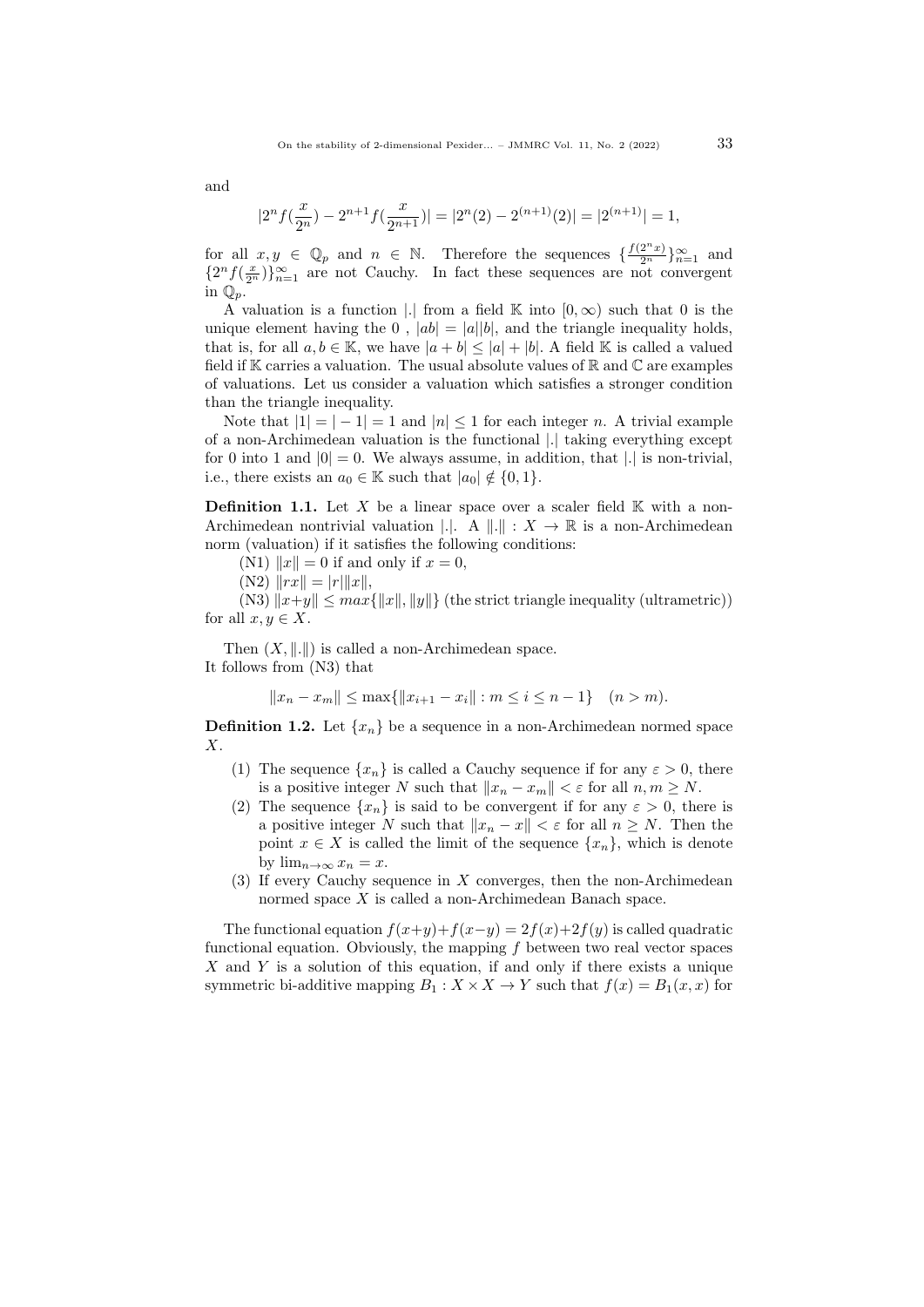and

$$|2^n f(\frac{x}{2^n}) - 2^{n+1} f(\frac{x}{2^{n+1}})| = |2^n(2) - 2^{(n+1)}(2)| = |2^{(n+1)}| = 1,$$

for all $x, y \in \mathbb{Q}_p$ and $n \in \mathbb{N}$. Therefore the sequences $\{\frac{f(2^n x)}{2^n}\}_{n=1}^{\infty}$ and $\{2^n f(\frac{x}{2^n})\}_{n=1}^{\infty}$ are not Cauchy. In fact these sequences are not convergent in $\mathbb{Q}_p$.

A valuation is a function $|.|$ from a field $\mathbb{K}$ into $[0, \infty)$ such that 0 is the unique element having the 0 , $|ab| = |a||b|$, and the triangle inequality holds, that is, for all $a, b \in \mathbb{K}$, we have $|a + b| \leq |a| + |b|$. A field $\mathbb{K}$ is called a valued field if $\mathbb{K}$ carries a valuation. The usual absolute values of $\mathbb{R}$ and $\mathbb{C}$ are examples of valuations. Let us consider a valuation which satisfies a stronger condition than the triangle inequality.

Note that $|1| = |-1| = 1$ and $|n| \leq 1$ for each integer $n$. A trivial example of a non-Archimedean valuation is the functional $|.|$ taking everything except for 0 into 1 and $|0| = 0$. We always assume, in addition, that $|.|$ is non-trivial, i.e., there exists an $a_0 \in \mathbb{K}$ such that $|a_0| \notin \{0, 1\}$.

**Definition 1.1.** Let $X$ be a linear space over a scaler field $\mathbb{K}$ with a non-Archimedean nontrivial valuation $|.|$. A $\|.\| : X \to \mathbb{R}$ is a non-Archimedean norm (valuation) if it satisfies the following conditions:

(N1) $\|x\| = 0$ if and only if $x = 0$,

(N2) $\|rx\| = |r|\|x\|$,

(N3) $\|x+y\| \leq max\{\|x\|, \|y\|\}$ (the strict triangle inequality (ultrametric)) for all $x, y \in X$.

Then $(X, \|.\|)$ is called a non-Archimedean space.
It follows from (N3) that

$$\|x_n - x_m\| \leq \max\{\|x_{i+1} - x_i\| : m \leq i \leq n-1\} \quad (n > m).$$

**Definition 1.2.** Let $\{x_n\}$ be a sequence in a non-Archimedean normed space $X$.

1. The sequence $\{x_n\}$ is called a Cauchy sequence if for any $\varepsilon > 0$, there is a positive integer $N$ such that $\|x_n - x_m\| < \varepsilon$ for all $n, m \geq N$.
2. The sequence $\{x_n\}$ is said to be convergent if for any $\varepsilon > 0$, there is a positive integer $N$ such that $\|x_n - x\| < \varepsilon$ for all $n \geq N$. Then the point $x \in X$ is called the limit of the sequence $\{x_n\}$, which is denote by $\lim_{n\to\infty} x_n = x$.
3. If every Cauchy sequence in $X$ converges, then the non-Archimedean normed space $X$ is called a non-Archimedean Banach space.

The functional equation $f(x+y)+f(x-y) = 2f(x)+2f(y)$ is called quadratic functional equation. Obviously, the mapping $f$ between two real vector spaces $X$ and $Y$ is a solution of this equation, if and only if there exists a unique symmetric bi-additive mapping $B_1 : X \times X \to Y$ such that $f(x) = B_1(x, x)$ for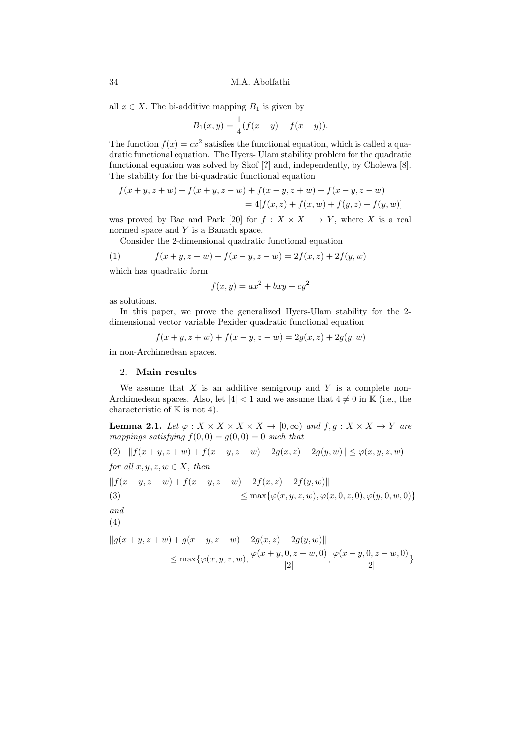all $x \in X$. The bi-additive mapping $B_1$ is given by

$$B_1(x, y) = \frac{1}{4}(f(x + y) - f(x - y)).$$

The function $f(x) = cx^2$ satisfies the functional equation, which is called a quadratic functional equation. The Hyers- Ulam stability problem for the quadratic functional equation was solved by Skof [?] and, independently, by Cholewa [8]. The stability for the bi-quadratic functional equation

$$\begin{aligned} f(x + y, z + w) + f(x + y, z - w) + f(x - y, z + w) + f(x - y, z - w) \\ = 4[f(x, z) + f(x, w) + f(y, z) + f(y, w)] \end{aligned}$$

was proved by Bae and Park [20] for $f : X \times X \longrightarrow Y$, where $X$ is a real normed space and $Y$ is a Banach space.

Consider the 2-dimensional quadratic functional equation

$$f(x + y, z + w) + f(x - y, z - w) = 2f(x, z) + 2f(y, w) \tag{1}$$

which has quadratic form

$$f(x, y) = ax^2 + bxy + cy^2$$

as solutions.

In this paper, we prove the generalized Hyers-Ulam stability for the 2-dimensional vector variable Pexider quadratic functional equation

$$f(x + y, z + w) + f(x - y, z - w) = 2g(x, z) + 2g(y, w)$$

in non-Archimedean spaces.

## 2. Main results

We assume that $X$ is an additive semigroup and $Y$ is a complete non-Archimedean spaces. Also, let $|4| < 1$ and we assume that $4 \neq 0$ in $\mathbb{K}$ (i.e., the characteristic of $\mathbb{K}$ is not 4).

**Lemma 2.1.** *Let $\varphi : X \times X \times X \times X \to [0, \infty)$ and $f, g : X \times X \to Y$ are mappings satisfying $f(0, 0) = g(0, 0) = 0$ such that*

$$\|f(x + y, z + w) + f(x - y, z - w) - 2g(x, z) - 2g(y, w)\| \leq \varphi(x, y, z, w) \tag{2}$$

*for all $x, y, z, w \in X$, then*

$$\begin{aligned} &\|f(x + y, z + w) + f(x - y, z - w) - 2f(x, z) - 2f(y, w)\| \\ &\qquad \leq \max\{\varphi(x, y, z, w), \varphi(x, 0, z, 0), \varphi(y, 0, w, 0)\} \end{aligned} \tag{3}$$

*and*

$$\begin{aligned} &\|g(x + y, z + w) + g(x - y, z - w) - 2g(x, z) - 2g(y, w)\| \\ &\qquad \leq \max\{\varphi(x, y, z, w), \frac{\varphi(x + y, 0, z + w, 0)}{|2|}, \frac{\varphi(x - y, 0, z - w, 0)}{|2|}\} \end{aligned} \tag{4}$$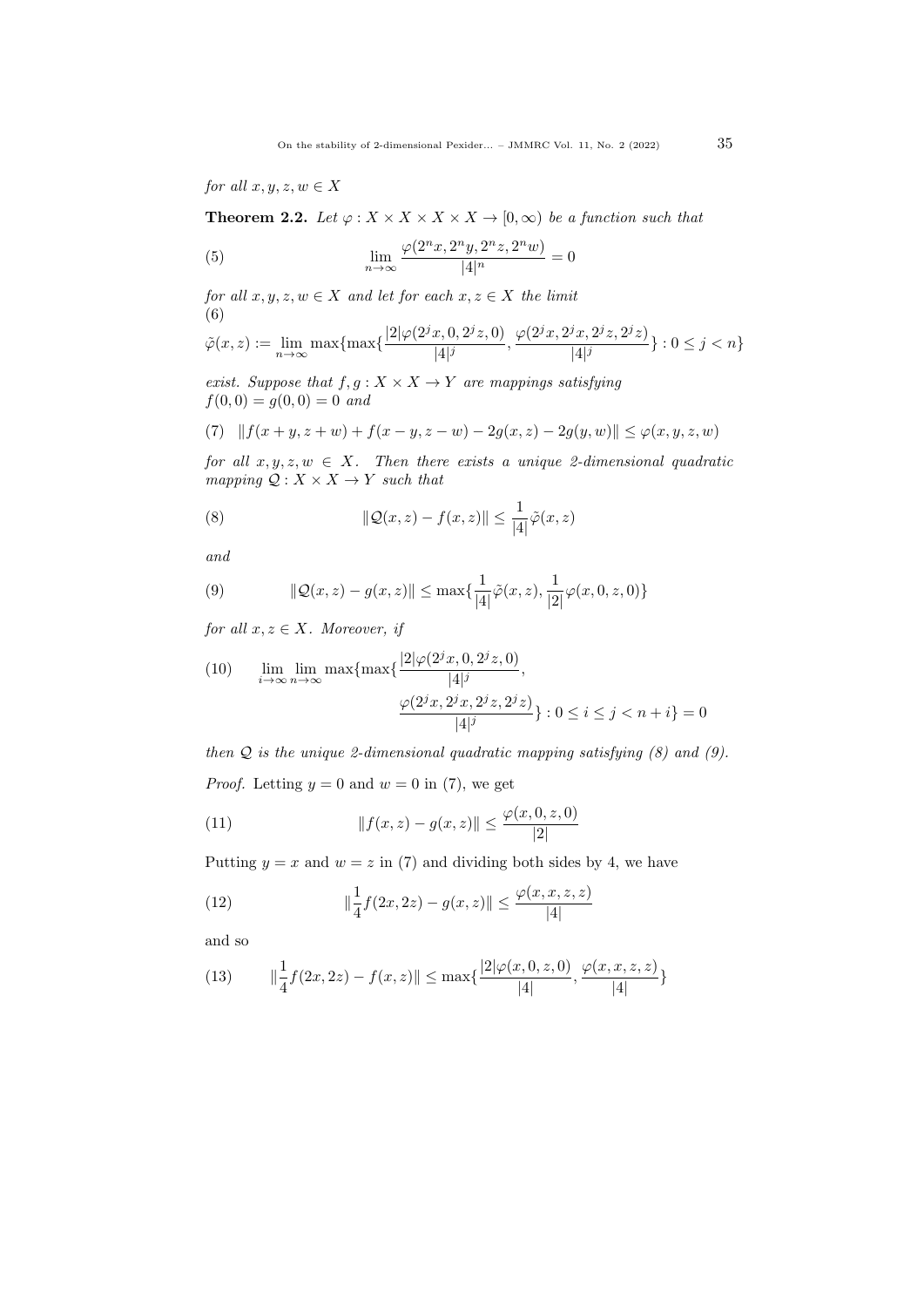*for all $x, y, z, w \in X$*

**Theorem 2.2.** *Let $\varphi : X \times X \times X \times X \to [0, \infty)$ be a function such that*

$$\lim_{n\to\infty} \frac{\varphi(2^n x, 2^n y, 2^n z, 2^n w)}{|4|^n} = 0 \tag{5}$$

*for all $x, y, z, w \in X$ and let for each $x, z \in X$ the limit*

$$\tilde{\varphi}(x, z) := \lim_{n\to\infty} \max\{\max\{\frac{|2|\varphi(2^j x, 0, 2^j z, 0)}{|4|^j}, \frac{\varphi(2^j x, 2^j x, 2^j z, 2^j z)}{|4|^j}\} : 0 \leq j < n\} \tag{6}$$

*exist. Suppose that $f, g : X \times X \to Y$ are mappings satisfying $f(0, 0) = g(0, 0) = 0$ and*

$$\|f(x + y, z + w) + f(x - y, z - w) - 2g(x, z) - 2g(y, w)\| \leq \varphi(x, y, z, w) \tag{7}$$

*for all $x, y, z, w \in X$. Then there exists a unique 2-dimensional quadratic mapping $\mathcal{Q} : X \times X \to Y$ such that*

$$\|\mathcal{Q}(x, z) - f(x, z)\| \leq \frac{1}{|4|}\tilde{\varphi}(x, z) \tag{8}$$

*and*

$$\|\mathcal{Q}(x, z) - g(x, z)\| \leq \max\{\frac{1}{|4|}\tilde{\varphi}(x, z), \frac{1}{|2|}\varphi(x, 0, z, 0)\} \tag{9}$$

*for all $x, z \in X$. Moreover, if*

$$\lim_{i\to\infty} \lim_{n\to\infty} \max\{\max\{\frac{|2|\varphi(2^j x, 0, 2^j z, 0)}{|4|^j}, \frac{\varphi(2^j x, 2^j x, 2^j z, 2^j z)}{|4|^j}\} : 0 \leq i \leq j < n + i\} = 0 \tag{10}$$

*then $\mathcal{Q}$ is the unique 2-dimensional quadratic mapping satisfying (8) and (9).*

*Proof.* Letting $y = 0$ and $w = 0$ in (7), we get

$$\|f(x, z) - g(x, z)\| \leq \frac{\varphi(x, 0, z, 0)}{|2|} \tag{11}$$

Putting $y = x$ and $w = z$ in (7) and dividing both sides by 4, we have

$$\|\frac{1}{4}f(2x, 2z) - g(x, z)\| \leq \frac{\varphi(x, x, z, z)}{|4|} \tag{12}$$

and so

$$\|\frac{1}{4}f(2x, 2z) - f(x, z)\| \leq \max\{\frac{|2|\varphi(x, 0, z, 0)}{|4|}, \frac{\varphi(x, x, z, z)}{|4|}\} \tag{13}$$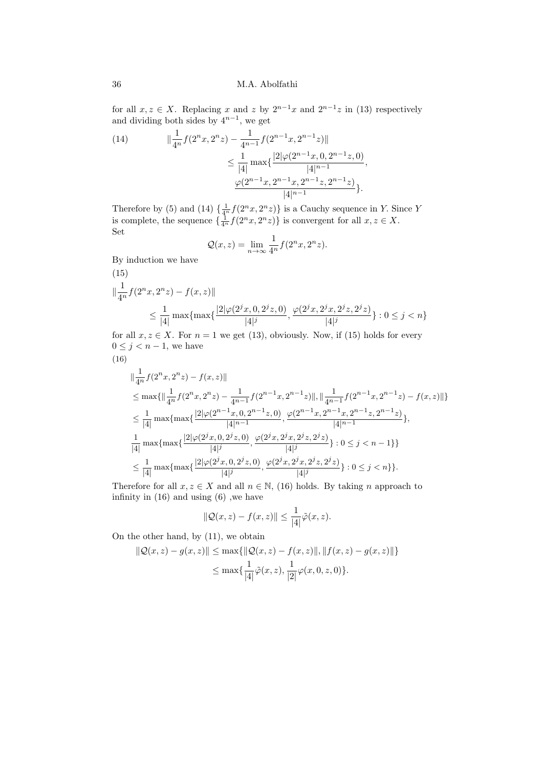for all $x, z \in X$. Replacing $x$ and $z$ by $2^{n-1}x$ and $2^{n-1}z$ in (13) respectively and dividing both sides by $4^{n-1}$, we get

$$
\begin{aligned}
(14) \qquad \|\frac{1}{4^n}f(2^n x, 2^n z) - \frac{1}{4^{n-1}}f(2^{n-1}x, 2^{n-1}z)\| \\
\leq \frac{1}{|4|}\max\{\frac{|2|\varphi(2^{n-1}x, 0, 2^{n-1}z, 0)}{|4|^{n-1}}, \\
\frac{\varphi(2^{n-1}x, 2^{n-1}x, 2^{n-1}z, 2^{n-1}z)}{|4|^{n-1}}\}.
\end{aligned}
$$

Therefore by (5) and (14) $\{\frac{1}{4^n}f(2^n x, 2^n z)\}$ is a Cauchy sequence in $Y$. Since $Y$ is complete, the sequence $\{\frac{1}{4^n}f(2^n x, 2^n z)\}$ is convergent for all $x, z \in X$. Set

$$
\mathcal{Q}(x, z) = \lim_{n\to\infty} \frac{1}{4^n}f(2^n x, 2^n z).
$$

By induction we have

(15)

$$
\|\frac{1}{4^n}f(2^n x, 2^n z) - f(x, z)\| \\
\leq \frac{1}{|4|}\max\{\max\{\frac{|2|\varphi(2^j x, 0, 2^j z, 0)}{|4|^j}, \frac{\varphi(2^j x, 2^j x, 2^j z, 2^j z)}{|4|^j}\} : 0 \leq j < n\}
$$

for all $x, z \in X$. For $n = 1$ we get (13), obviously. Now, if (15) holds for every $0 \leq j < n-1$, we have

(16)

$$
\begin{aligned}
&\|\frac{1}{4^n}f(2^n x, 2^n z) - f(x, z)\| \\
&\leq \max\{\|\frac{1}{4^n}f(2^n x, 2^n z) - \frac{1}{4^{n-1}}f(2^{n-1}x, 2^{n-1}z)\|, \|\frac{1}{4^{n-1}}f(2^{n-1}x, 2^{n-1}z) - f(x, z)\|\} \\
&\leq \frac{1}{|4|}\max\{\max\{\frac{|2|\varphi(2^{n-1}x, 0, 2^{n-1}z, 0)}{|4|^{n-1}}, \frac{\varphi(2^{n-1}x, 2^{n-1}x, 2^{n-1}z, 2^{n-1}z)}{|4|^{n-1}}\}, \\
&\frac{1}{|4|}\max\{\max\{\frac{|2|\varphi(2^j x, 0, 2^j z, 0)}{|4|^j}, \frac{\varphi(2^j x, 2^j x, 2^j z, 2^j z)}{|4|^j}\} : 0 \leq j < n-1\}\} \\
&\leq \frac{1}{|4|}\max\{\max\{\frac{|2|\varphi(2^j x, 0, 2^j z, 0)}{|4|^j}, \frac{\varphi(2^j x, 2^j x, 2^j z, 2^j z)}{|4|^j}\} : 0 \leq j < n\}.
\end{aligned}
$$

Therefore for all $x, z \in X$ and all $n \in \mathbb{N}$, (16) holds. By taking $n$ approach to infinity in (16) and using (6) ,we have

$$
\|\mathcal{Q}(x, z) - f(x, z)\| \leq \frac{1}{|4|}\tilde{\varphi}(x, z).
$$

On the other hand, by (11), we obtain

$$
\begin{aligned}
\|\mathcal{Q}(x, z) - g(x, z)\| &\leq \max\{\|\mathcal{Q}(x, z) - f(x, z)\|, \|f(x, z) - g(x, z)\|\} \\
&\leq \max\{\frac{1}{|4|}\tilde{\varphi}(x, z), \frac{1}{|2|}\varphi(x, 0, z, 0)\}.
\end{aligned}
$$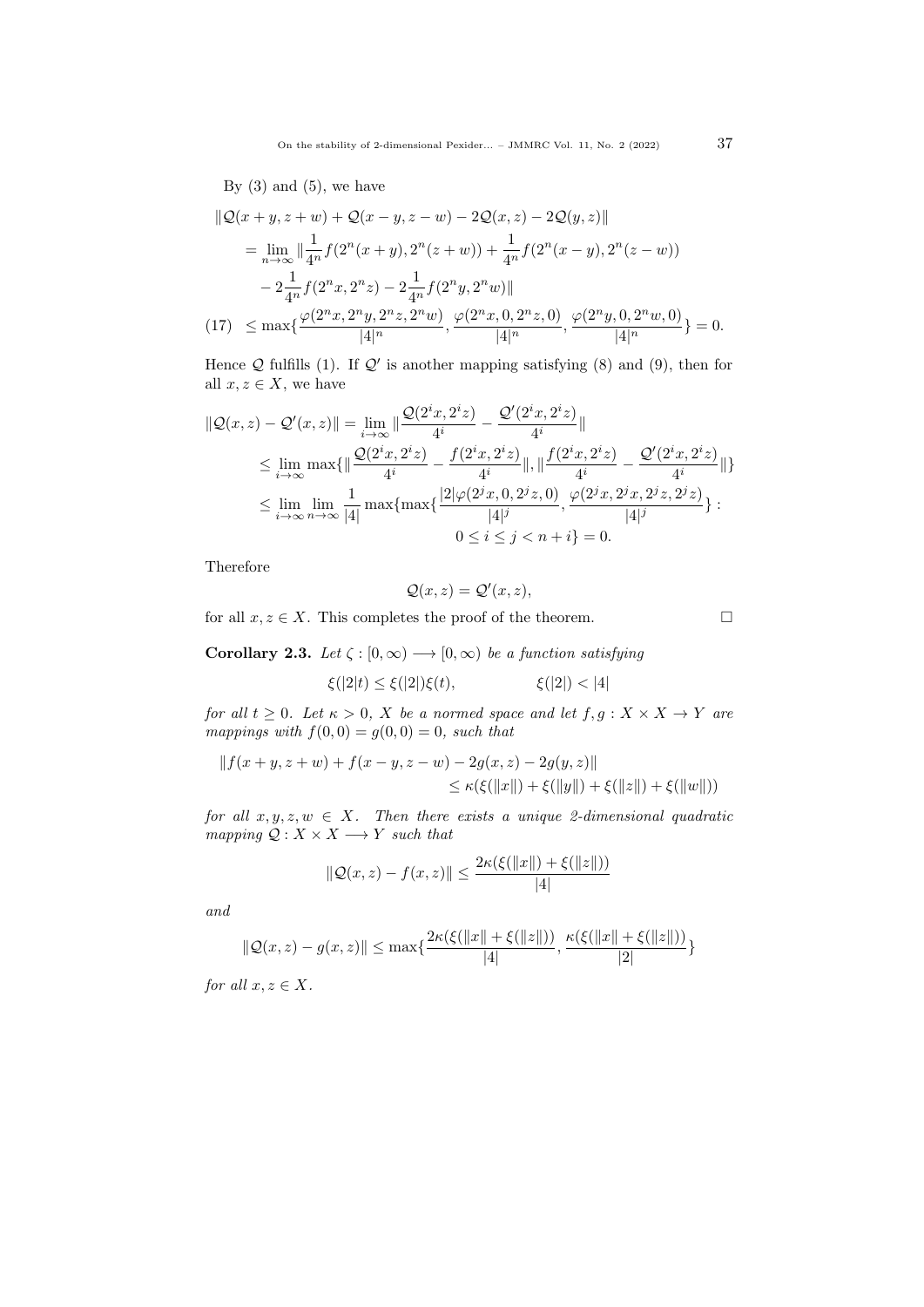By (3) and (5), we have

$$
\begin{aligned}
&\|\mathcal{Q}(x+y,z+w)+\mathcal{Q}(x-y,z-w)-2\mathcal{Q}(x,z)-2\mathcal{Q}(y,z)\| \\
&\quad = \lim_{n\to\infty}\|\frac{1}{4^n}f(2^n(x+y),2^n(z+w))+\frac{1}{4^n}f(2^n(x-y),2^n(z-w)) \\
&\qquad -2\frac{1}{4^n}f(2^nx,2^nz)-2\frac{1}{4^n}f(2^ny,2^nw)\| \\
&\quad \le \max\{\frac{\varphi(2^nx,2^ny,2^nz,2^nw)}{|4|^n},\frac{\varphi(2^nx,0,2^nz,0)}{|4|^n},\frac{\varphi(2^ny,0,2^nw,0)}{|4|^n}\}=0. \qquad (17)
\end{aligned}
$$

Hence $\mathcal{Q}$ fulfills (1). If $\mathcal{Q}'$ is another mapping satisfying (8) and (9), then for all $x,z\in X$, we have

$$
\begin{aligned}
\|\mathcal{Q}(x,z)-\mathcal{Q}'(x,z)\| &= \lim_{i\to\infty}\|\frac{\mathcal{Q}(2^ix,2^iz)}{4^i}-\frac{\mathcal{Q}'(2^ix,2^iz)}{4^i}\| \\
&\le \lim_{i\to\infty}\max\{\|\frac{\mathcal{Q}(2^ix,2^iz)}{4^i}-\frac{f(2^ix,2^iz)}{4^i}\|,\|\frac{f(2^ix,2^iz)}{4^i}-\frac{\mathcal{Q}'(2^ix,2^iz)}{4^i}\|\} \\
&\le \lim_{i\to\infty}\lim_{n\to\infty}\frac{1}{|4|}\max\{\max\{\frac{|2|\varphi(2^jx,0,2^jz,0)}{|4|^j},\frac{\varphi(2^jx,2^jx,2^jz,2^jz)}{|4|^j}\}: \\
&\qquad 0\le i\le j<n+i\}=0.
\end{aligned}
$$

Therefore

$$
\mathcal{Q}(x,z)=\mathcal{Q}'(x,z),
$$

for all $x,z\in X$. This completes the proof of the theorem. $\square$

**Corollary 2.3.** *Let $\zeta:[0,\infty)\longrightarrow[0,\infty)$ be a function satisfying*

$$
\xi(|2|t)\le\xi(|2|)\xi(t), \qquad \xi(|2|)<|4|
$$

*for all $t\ge 0$. Let $\kappa>0$, $X$ be a normed space and let $f,g:X\times X\to Y$ are mappings with $f(0,0)=g(0,0)=0$, such that*

$$
\begin{aligned}
&\|f(x+y,z+w)+f(x-y,z-w)-2g(x,z)-2g(y,z)\| \\
&\qquad\qquad \le \kappa(\xi(\|x\|)+\xi(\|y\|)+\xi(\|z\|)+\xi(\|w\|))
\end{aligned}
$$

*for all $x,y,z,w\in X$. Then there exists a unique 2-dimensional quadratic mapping $\mathcal{Q}:X\times X\longrightarrow Y$ such that*

$$
\|\mathcal{Q}(x,z)-f(x,z)\|\le\frac{2\kappa(\xi(\|x\|)+\xi(\|z\|))}{|4|}
$$

*and*

$$
\|\mathcal{Q}(x,z)-g(x,z)\|\le\max\{\frac{2\kappa(\xi(\|x\|+\xi(\|z\|))}{|4|},\frac{\kappa(\xi(\|x\|+\xi(\|z\|))}{|2|}\}
$$

*for all $x,z\in X$.*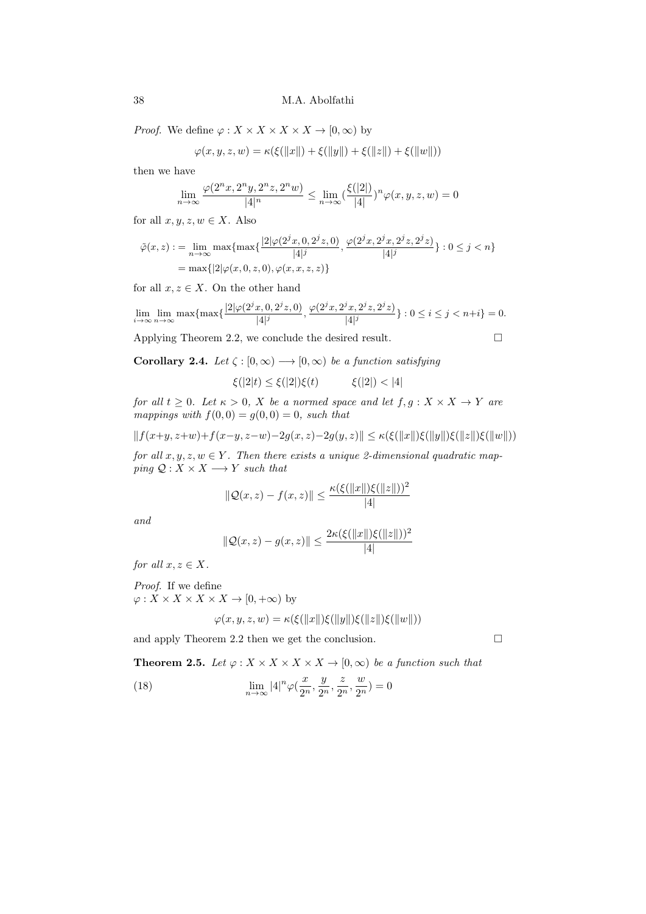*Proof.* We define $\varphi : X \times X \times X \times X \to [0, \infty)$ by

$$\varphi(x, y, z, w) = \kappa(\xi(\|x\|) + \xi(\|y\|) + \xi(\|z\|) + \xi(\|w\|))$$

then we have

$$\lim_{n\to\infty} \frac{\varphi(2^n x, 2^n y, 2^n z, 2^n w)}{|4|^n} \leq \lim_{n\to\infty} (\frac{\xi(|2|)}{|4|})^n \varphi(x, y, z, w) = 0$$

for all $x, y, z, w \in X$. Also

$$\begin{aligned}\tilde{\varphi}(x, z) :&= \lim_{n\to\infty} \max\{\max\{\frac{|2|\varphi(2^j x, 0, 2^j z, 0)}{|4|^j}, \frac{\varphi(2^j x, 2^j x, 2^j z, 2^j z)}{|4|^j}\} : 0 \leq j < n\} \\ &= \max\{|2|\varphi(x, 0, z, 0), \varphi(x, x, z, z)\}\end{aligned}$$

for all $x, z \in X$. On the other hand

$$\lim_{i\to\infty} \lim_{n\to\infty} \max\{\max\{\frac{|2|\varphi(2^j x, 0, 2^j z, 0)}{|4|^j}, \frac{\varphi(2^j x, 2^j x, 2^j z, 2^j z)}{|4|^j}\} : 0 \leq i \leq j < n+i\} = 0.$$

Applying Theorem 2.2, we conclude the desired result. □

**Corollary 2.4.** *Let $\zeta : [0, \infty) \longrightarrow [0, \infty)$ be a function satisfying*

$$\xi(|2|t) \leq \xi(|2|)\xi(t) \qquad \xi(|2|) < |4|$$

*for all $t \geq 0$. Let $\kappa > 0$, $X$ be a normed space and let $f, g : X \times X \to Y$ are mappings with $f(0, 0) = g(0, 0) = 0$, such that*

$$\|f(x+y, z+w)+f(x-y, z-w)-2g(x, z)-2g(y, z)\| \leq \kappa(\xi(\|x\|)\xi(\|y\|)\xi(\|z\|)\xi(\|w\|))$$

*for all $x, y, z, w \in Y$. Then there exists a unique 2-dimensional quadratic mapping $\mathcal{Q} : X \times X \longrightarrow Y$ such that*

$$\|\mathcal{Q}(x, z) - f(x, z)\| \leq \frac{\kappa(\xi(\|x\|)\xi(\|z\|))^2}{|4|}$$

*and*

$$\|\mathcal{Q}(x, z) - g(x, z)\| \leq \frac{2\kappa(\xi(\|x\|)\xi(\|z\|))^2}{|4|}$$

*for all $x, z \in X$.*

*Proof.* If we define
$\varphi : X \times X \times X \times X \to [0, +\infty)$ by

$$\varphi(x, y, z, w) = \kappa(\xi(\|x\|)\xi(\|y\|)\xi(\|z\|)\xi(\|w\|))$$

and apply Theorem 2.2 then we get the conclusion. □

**Theorem 2.5.** *Let $\varphi : X \times X \times X \times X \to [0, \infty)$ be a function such that*

$$\lim_{n\to\infty} |4|^n \varphi(\frac{x}{2^n}, \frac{y}{2^n}, \frac{z}{2^n}, \frac{w}{2^n}) = 0 \tag{18}$$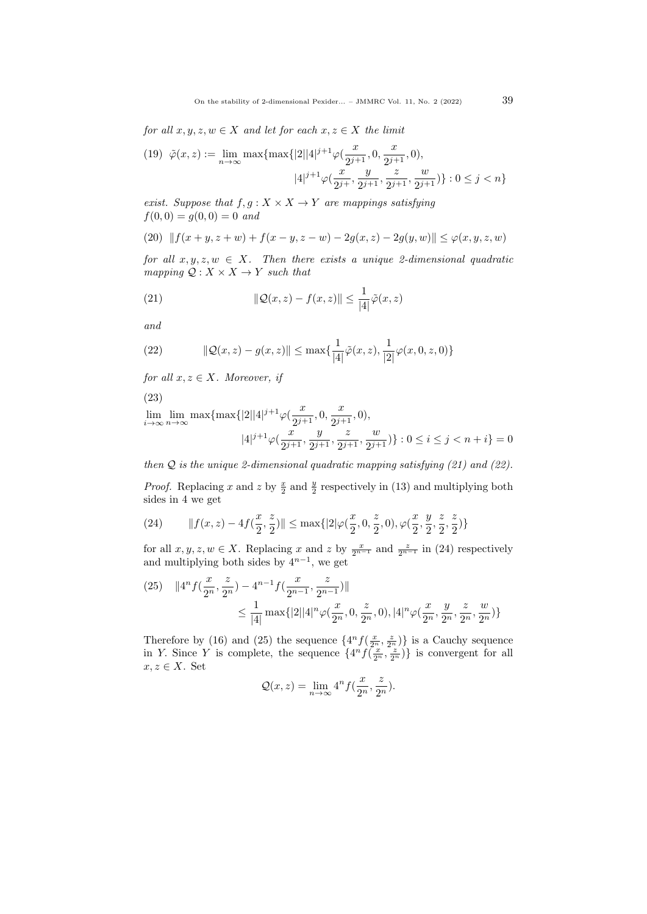*for all $x, y, z, w \in X$ and let for each $x, z \in X$ the limit*

$$
(19)\quad \tilde{\varphi}(x,z) := \lim_{n\to\infty} \max\{\max\{|2||4|^{j+1}\varphi(\frac{x}{2^{j+1}}, 0, \frac{x}{2^{j+1}}, 0), \\ |4|^{j+1}\varphi(\frac{x}{2^{j+}}, \frac{y}{2^{j+1}}, \frac{z}{2^{j+1}}, \frac{w}{2^{j+1}})\} : 0 \le j < n\}
$$

*exist. Suppose that $f, g : X \times X \to Y$ are mappings satisfying $f(0,0) = g(0,0) = 0$ and*

$$
(20)\quad \|f(x+y, z+w) + f(x-y, z-w) - 2g(x,z) - 2g(y,w)\| \le \varphi(x,y,z,w)
$$

*for all $x, y, z, w \in X$. Then there exists a unique 2-dimensional quadratic mapping $\mathcal{Q} : X \times X \to Y$ such that*

$$
(21)\qquad \|\mathcal{Q}(x,z) - f(x,z)\| \le \frac{1}{|4|}\tilde{\varphi}(x,z)
$$

*and*

$$
(22)\qquad \|\mathcal{Q}(x,z) - g(x,z)\| \le \max\{\frac{1}{|4|}\tilde{\varphi}(x,z), \frac{1}{|2|}\varphi(x,0,z,0)\}
$$

*for all $x, z \in X$. Moreover, if*

$$
(23)\quad \lim_{i\to\infty}\lim_{n\to\infty} \max\{\max\{|2||4|^{j+1}\varphi(\frac{x}{2^{j+1}}, 0, \frac{x}{2^{j+1}}, 0), \\ |4|^{j+1}\varphi(\frac{x}{2^{j+1}}, \frac{y}{2^{j+1}}, \frac{z}{2^{j+1}}, \frac{w}{2^{j+1}})\} : 0 \le i \le j < n+i\} = 0
$$

*then $\mathcal{Q}$ is the unique 2-dimensional quadratic mapping satisfying (21) and (22).*

*Proof.* Replacing $x$ and $z$ by $\frac{x}{2}$ and $\frac{y}{2}$ respectively in (13) and multiplying both sides in 4 we get

$$
(24)\qquad \|f(x,z) - 4f(\frac{x}{2}, \frac{z}{2})\| \le \max\{|2|\varphi(\frac{x}{2}, 0, \frac{z}{2}, 0), \varphi(\frac{x}{2}, \frac{y}{2}, \frac{z}{2}, \frac{z}{2})\}
$$

for all $x, y, z, w \in X$. Replacing $x$ and $z$ by $\frac{x}{2^{n-1}}$ and $\frac{z}{2^{n-1}}$ in (24) respectively and multiplying both sides by $4^{n-1}$, we get

$$
(25)\quad \|4^n f(\frac{x}{2^n}, \frac{z}{2^n}) - 4^{n-1} f(\frac{x}{2^{n-1}}, \frac{z}{2^{n-1}})\| \\ \le \frac{1}{|4|}\max\{|2||4|^n\varphi(\frac{x}{2^n}, 0, \frac{z}{2^n}, 0), |4|^n\varphi(\frac{x}{2^n}, \frac{y}{2^n}, \frac{z}{2^n}, \frac{w}{2^n})\}
$$

Therefore by (16) and (25) the sequence $\{4^n f(\frac{x}{2^n}, \frac{z}{2^n})\}$ is a Cauchy sequence in $Y$. Since $Y$ is complete, the sequence $\{4^n f(\frac{x}{2^n}, \frac{z}{2^n})\}$ is convergent for all $x, z \in X$. Set

$$
\mathcal{Q}(x,z) = \lim_{n\to\infty} 4^n f(\frac{x}{2^n}, \frac{z}{2^n}).
$$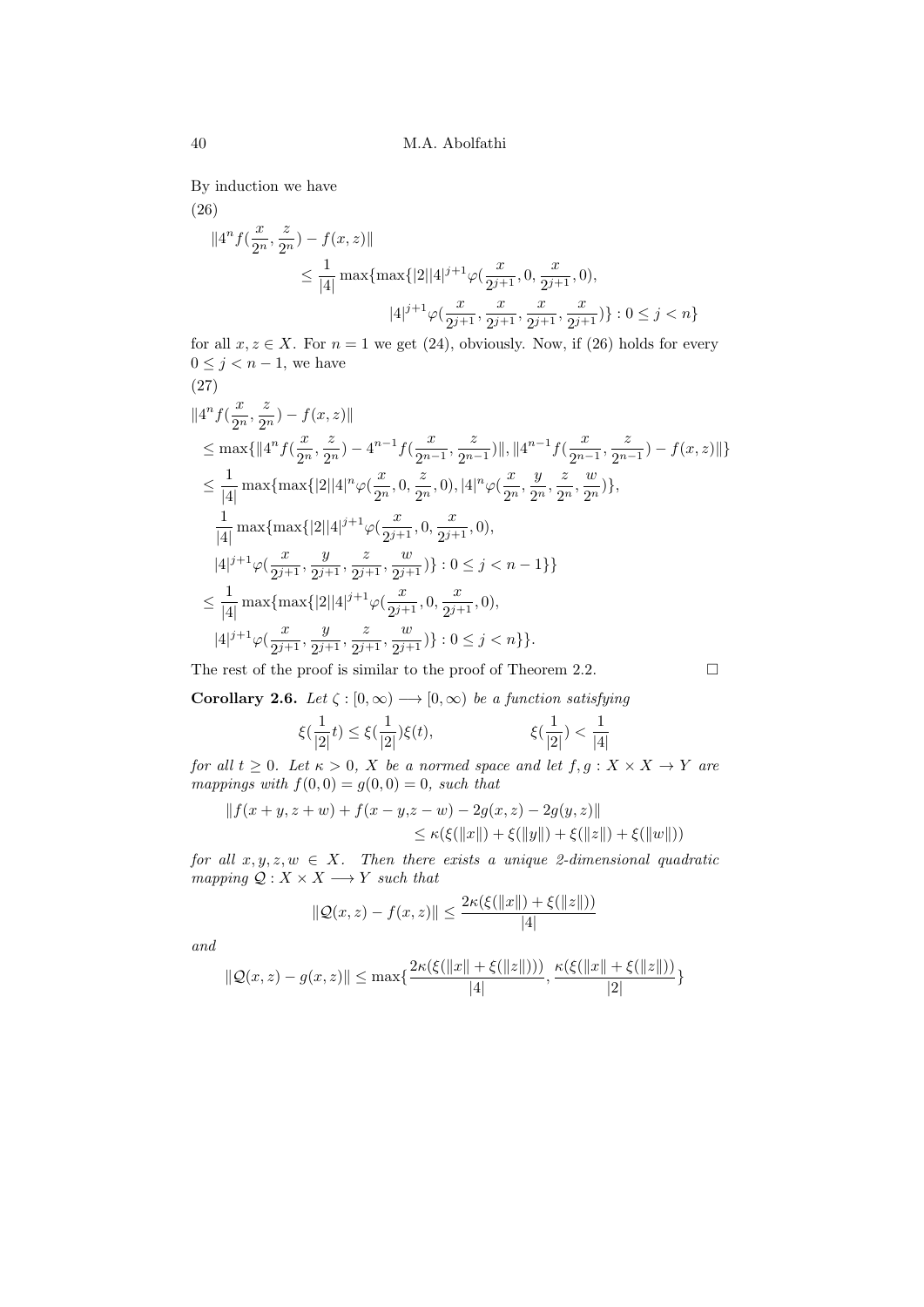By induction we have

(26)

$$
\begin{aligned}
&\|4^n f(\frac{x}{2^n},\frac{z}{2^n})-f(x,z)\| \\
&\qquad\leq \frac{1}{|4|}\max\{\max\{|2||4|^{j+1}\varphi(\frac{x}{2^{j+1}},0,\frac{x}{2^{j+1}},0), \\
&\qquad\qquad |4|^{j+1}\varphi(\frac{x}{2^{j+1}},\frac{x}{2^{j+1}},\frac{x}{2^{j+1}},\frac{x}{2^{j+1}})\}:0\leq j<n\}
\end{aligned}
$$

for all $x,z\in X$. For $n=1$ we get (24), obviously. Now, if (26) holds for every $0\leq j<n-1$, we have

(27)

$$
\begin{aligned}
&\|4^n f(\frac{x}{2^n},\frac{z}{2^n})-f(x,z)\| \\
&\leq \max\{\|4^n f(\frac{x}{2^n},\frac{z}{2^n})-4^{n-1}f(\frac{x}{2^{n-1}},\frac{z}{2^{n-1}})\|,\|4^{n-1}f(\frac{x}{2^{n-1}},\frac{z}{2^{n-1}})-f(x,z)\|\} \\
&\leq \frac{1}{|4|}\max\{\max\{|2||4|^n\varphi(\frac{x}{2^n},0,\frac{z}{2^n},0),|4|^n\varphi(\frac{x}{2^n},\frac{y}{2^n},\frac{z}{2^n},\frac{w}{2^n})\}, \\
&\quad \frac{1}{|4|}\max\{\max\{|2||4|^{j+1}\varphi(\frac{x}{2^{j+1}},0,\frac{x}{2^{j+1}},0), \\
&\quad |4|^{j+1}\varphi(\frac{x}{2^{j+1}},\frac{y}{2^{j+1}},\frac{z}{2^{j+1}},\frac{w}{2^{j+1}})\}:0\leq j<n-1\}\} \\
&\leq \frac{1}{|4|}\max\{\max\{|2||4|^{j+1}\varphi(\frac{x}{2^{j+1}},0,\frac{x}{2^{j+1}},0), \\
&\quad |4|^{j+1}\varphi(\frac{x}{2^{j+1}},\frac{y}{2^{j+1}},\frac{z}{2^{j+1}},\frac{w}{2^{j+1}})\}:0\leq j<n\}.
\end{aligned}
$$

The rest of the proof is similar to the proof of Theorem 2.2. □

**Corollary 2.6.** *Let $\zeta:[0,\infty)\longrightarrow[0,\infty)$ be a function satisfying*

$$
\xi(\frac{1}{|2|}t)\leq\xi(\frac{1}{|2|})\xi(t), \qquad\qquad \xi(\frac{1}{|2|})<\frac{1}{|4|}
$$

*for all $t\geq 0$. Let $\kappa>0$, $X$ be a normed space and let $f,g:X\times X\to Y$ are mappings with $f(0,0)=g(0,0)=0$, such that*

$$
\begin{aligned}
\|f(x+y,z+w)+f(x-y,&z-w)-2g(x,z)-2g(y,z)\| \\
&\leq\kappa(\xi(\|x\|)+\xi(\|y\|)+\xi(\|z\|)+\xi(\|w\|))
\end{aligned}
$$

*for all $x,y,z,w\in X$. Then there exists a unique 2-dimensional quadratic mapping $\mathcal{Q}:X\times X\longrightarrow Y$ such that*

$$
\|\mathcal{Q}(x,z)-f(x,z)\|\leq\frac{2\kappa(\xi(\|x\|)+\xi(\|z\|))}{|4|}
$$

*and*

$$
\|\mathcal{Q}(x,z)-g(x,z)\|\leq\max\{\frac{2\kappa(\xi(\|x\|+\xi(\|z\|)))}{|4|},\frac{\kappa(\xi(\|x\|+\xi(\|z\|))}{|2|}\}
$$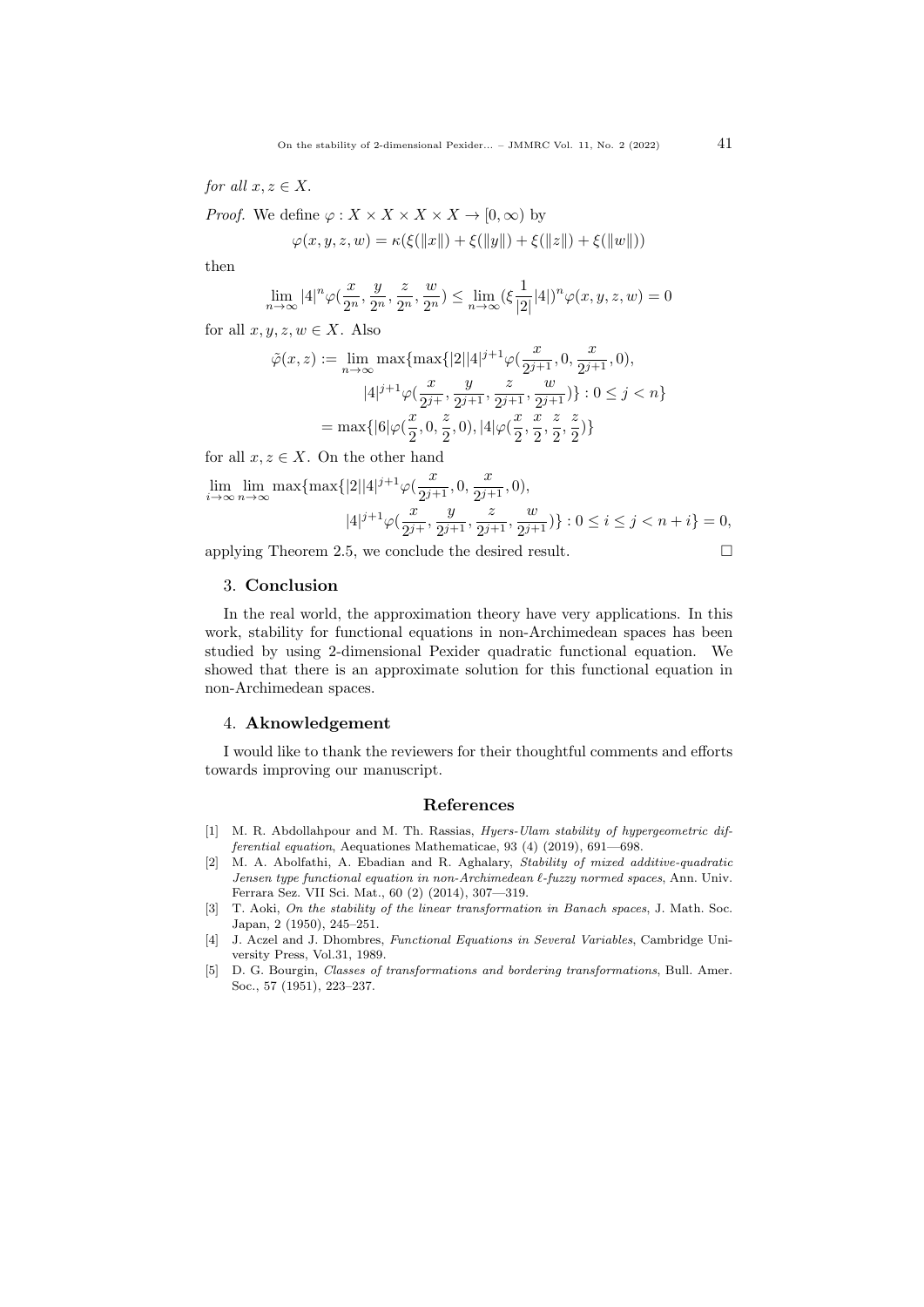*for all* $x, z \in X$.

*Proof.* We define $\varphi : X \times X \times X \times X \to [0, \infty)$ by

$$\varphi(x, y, z, w) = \kappa(\xi(\|x\|) + \xi(\|y\|) + \xi(\|z\|) + \xi(\|w\|))$$

then

$$\lim_{n\to\infty} |4|^n \varphi(\frac{x}{2^n}, \frac{y}{2^n}, \frac{z}{2^n}, \frac{w}{2^n}) \leq \lim_{n\to\infty} (\xi \frac{1}{|2|}|4|)^n \varphi(x, y, z, w) = 0$$

for all $x, y, z, w \in X$. Also

$$\begin{aligned}
\tilde{\varphi}(x, z) := \lim_{n\to\infty} \max\{&\max\{|2||4|^{j+1}\varphi(\frac{x}{2^{j+1}}, 0, \frac{x}{2^{j+1}}, 0), \\
&|4|^{j+1}\varphi(\frac{x}{2^{j+}}, \frac{y}{2^{j+1}}, \frac{z}{2^{j+1}}, \frac{w}{2^{j+1}})\} : 0 \leq j < n\} \\
= \max\{&|6|\varphi(\frac{x}{2}, 0, \frac{z}{2}, 0), |4|\varphi(\frac{x}{2}, \frac{x}{2}, \frac{z}{2}, \frac{z}{2})\}
\end{aligned}$$

for all $x, z \in X$. On the other hand

$$\begin{aligned}
\lim_{i\to\infty} \lim_{n\to\infty} \max\{&\max\{|2||4|^{j+1}\varphi(\frac{x}{2^{j+1}}, 0, \frac{x}{2^{j+1}}, 0), \\
&|4|^{j+1}\varphi(\frac{x}{2^{j+}}, \frac{y}{2^{j+1}}, \frac{z}{2^{j+1}}, \frac{w}{2^{j+1}})\} : 0 \leq i \leq j < n + i\} = 0,
\end{aligned}$$

applying Theorem 2.5, we conclude the desired result. □

## 3. Conclusion

In the real world, the approximation theory have very applications. In this work, stability for functional equations in non-Archimedean spaces has been studied by using 2-dimensional Pexider quadratic functional equation. We showed that there is an approximate solution for this functional equation in non-Archimedean spaces.

## 4. Aknowledgement

I would like to thank the reviewers for their thoughtful comments and efforts towards improving our manuscript.

## References

[1] M. R. Abdollahpour and M. Th. Rassias, *Hyers-Ulam stability of hypergeometric differential equation*, Aequationes Mathematicae, 93 (4) (2019), 691—698.

[2] M. A. Abolfathi, A. Ebadian and R. Aghalary, *Stability of mixed additive-quadratic Jensen type functional equation in non-Archimedean ℓ-fuzzy normed spaces*, Ann. Univ. Ferrara Sez. VII Sci. Mat., 60 (2) (2014), 307—319.

[3] T. Aoki, *On the stability of the linear transformation in Banach spaces*, J. Math. Soc. Japan, 2 (1950), 245–251.

[4] J. Aczel and J. Dhombres, *Functional Equations in Several Variables*, Cambridge University Press, Vol.31, 1989.

[5] D. G. Bourgin, *Classes of transformations and bordering transformations*, Bull. Amer. Soc., 57 (1951), 223–237.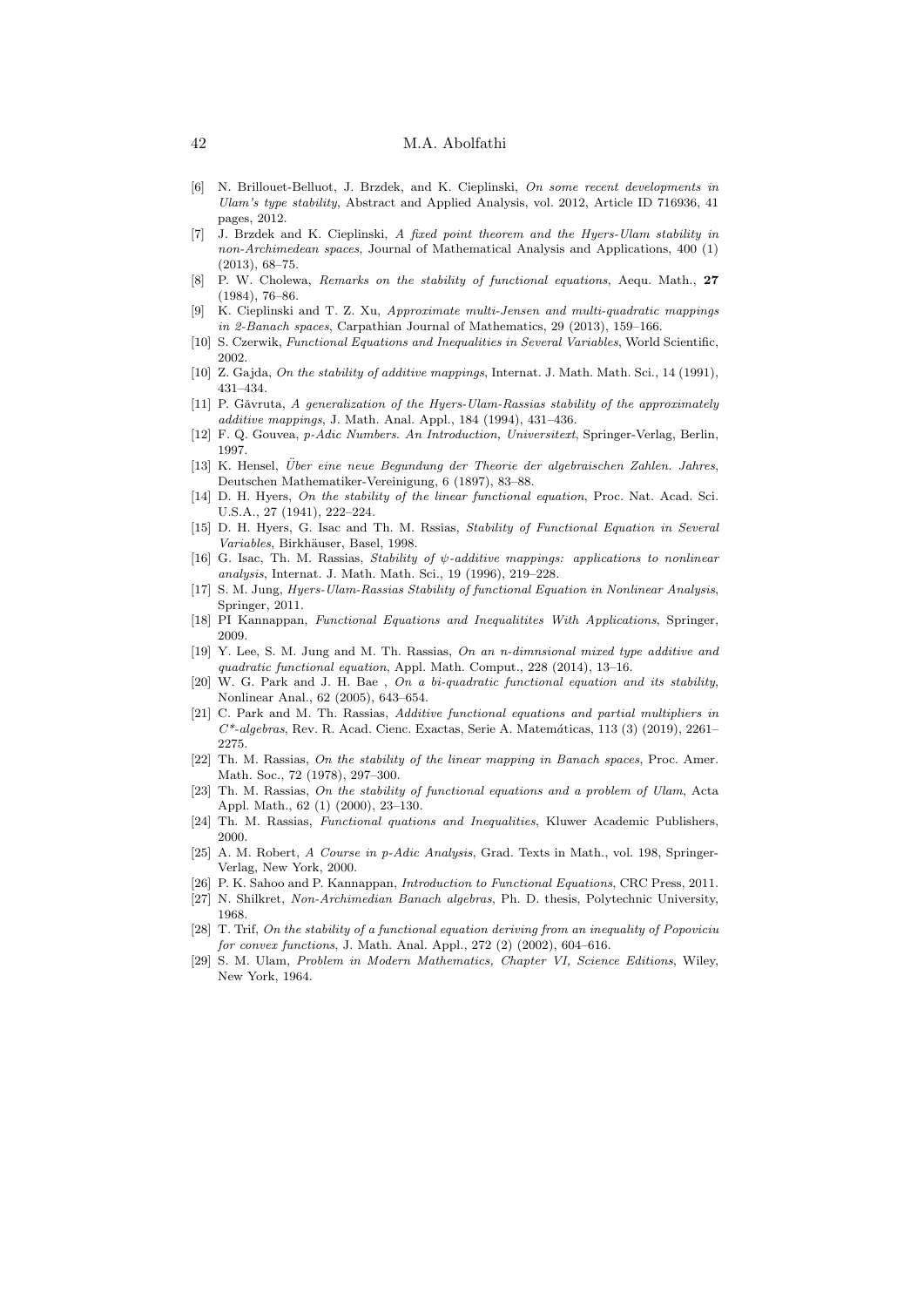[6] N. Brillouet-Belluot, J. Brzdek, and K. Cieplinski, *On some recent developments in Ulam's type stability*, Abstract and Applied Analysis, vol. 2012, Article ID 716936, 41 pages, 2012.

[7] J. Brzdek and K. Cieplinski, *A fixed point theorem and the Hyers-Ulam stability in non-Archimedean spaces*, Journal of Mathematical Analysis and Applications, 400 (1) (2013), 68–75.

[8] P. W. Cholewa, *Remarks on the stability of functional equations*, Aequ. Math., **27** (1984), 76–86.

[9] K. Cieplinski and T. Z. Xu, *Approximate multi-Jensen and multi-quadratic mappings in 2-Banach spaces*, Carpathian Journal of Mathematics, 29 (2013), 159–166.

[10] S. Czerwik, *Functional Equations and Inequalities in Several Variables*, World Scientific, 2002.

[10] Z. Gajda, *On the stability of additive mappings*, Internat. J. Math. Math. Sci., 14 (1991), 431–434.

[11] P. Găvruta, *A generalization of the Hyers-Ulam-Rassias stability of the approximately additive mappings*, J. Math. Anal. Appl., 184 (1994), 431–436.

[12] F. Q. Gouvea, *p-Adic Numbers. An Introduction, Universitext*, Springer-Verlag, Berlin, 1997.

[13] K. Hensel, *Über eine neue Begundung der Theorie der algebraischen Zahlen. Jahres*, Deutschen Mathematiker-Vereinigung, 6 (1897), 83–88.

[14] D. H. Hyers, *On the stability of the linear functional equation*, Proc. Nat. Acad. Sci. U.S.A., 27 (1941), 222–224.

[15] D. H. Hyers, G. Isac and Th. M. Rssias, *Stability of Functional Equation in Several Variables*, Birkhäuser, Basel, 1998.

[16] G. Isac, Th. M. Rassias, *Stability of ψ-additive mappings: applications to nonlinear analysis*, Internat. J. Math. Math. Sci., 19 (1996), 219–228.

[17] S. M. Jung, *Hyers-Ulam-Rassias Stability of functional Equation in Nonlinear Analysis*, Springer, 2011.

[18] PI Kannappan, *Functional Equations and Inequalitites With Applications*, Springer, 2009.

[19] Y. Lee, S. M. Jung and M. Th. Rassias, *On an n-dimnsional mixed type additive and quadratic functional equation*, Appl. Math. Comput., 228 (2014), 13–16.

[20] W. G. Park and J. H. Bae , *On a bi-quadratic functional equation and its stability*, Nonlinear Anal., 62 (2005), 643–654.

[21] C. Park and M. Th. Rassias, *Additive functional equations and partial multipliers in C\*-algebras*, Rev. R. Acad. Cienc. Exactas, Serie A. Matemáticas, 113 (3) (2019), 2261–2275.

[22] Th. M. Rassias, *On the stability of the linear mapping in Banach spaces*, Proc. Amer. Math. Soc., 72 (1978), 297–300.

[23] Th. M. Rassias, *On the stability of functional equations and a problem of Ulam*, Acta Appl. Math., 62 (1) (2000), 23–130.

[24] Th. M. Rassias, *Functional quations and Inequalities*, Kluwer Academic Publishers, 2000.

[25] A. M. Robert, *A Course in p-Adic Analysis*, Grad. Texts in Math., vol. 198, Springer-Verlag, New York, 2000.

[26] P. K. Sahoo and P. Kannappan, *Introduction to Functional Equations*, CRC Press, 2011.

[27] N. Shilkret, *Non-Archimedian Banach algebras*, Ph. D. thesis, Polytechnic University, 1968.

[28] T. Trif, *On the stability of a functional equation deriving from an inequality of Popoviciu for convex functions*, J. Math. Anal. Appl., 272 (2) (2002), 604–616.

[29] S. M. Ulam, *Problem in Modern Mathematics, Chapter VI, Science Editions*, Wiley, New York, 1964.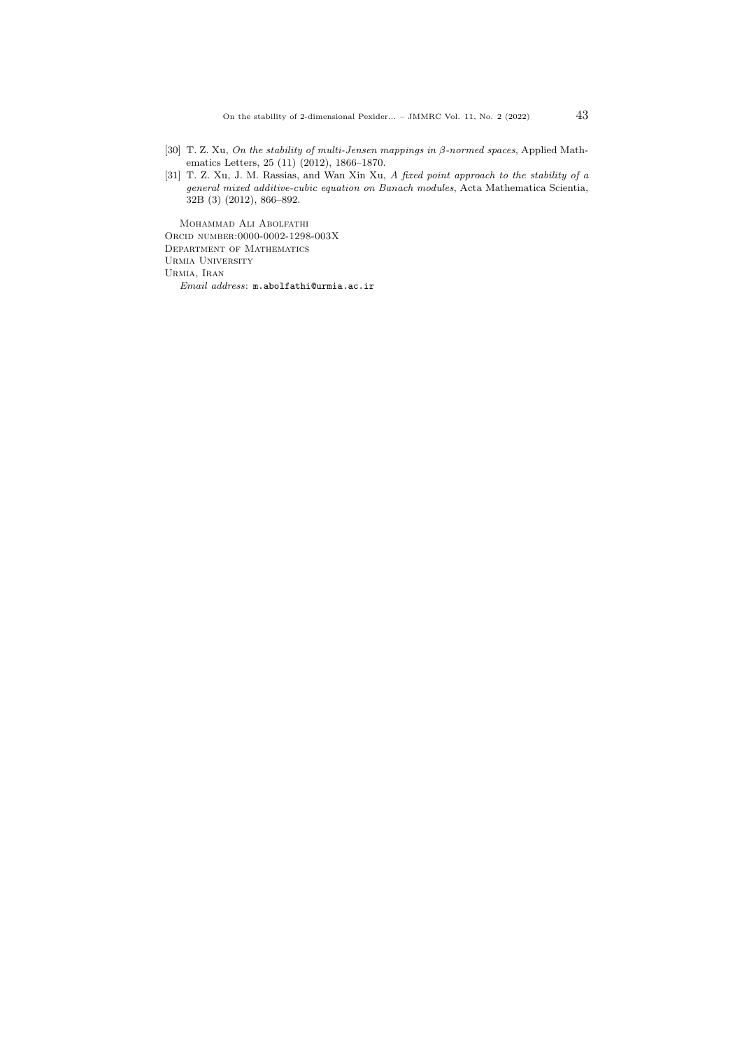[30] T. Z. Xu, *On the stability of multi-Jensen mappings in $\beta$-normed spaces*, Applied Mathematics Letters, 25 (11) (2012), 1866–1870.

[31] T. Z. Xu, J. M. Rassias, and Wan Xin Xu, *A fixed point approach to the stability of a general mixed additive-cubic equation on Banach modules*, Acta Mathematica Scientia, 32B (3) (2012), 866–892.

Mohammad Ali Abolfathi
Orcid number:0000-0002-1298-003X
Department of Mathematics
Urmia University
Urmia, Iran
*Email address*: m.abolfathi@urmia.ac.ir